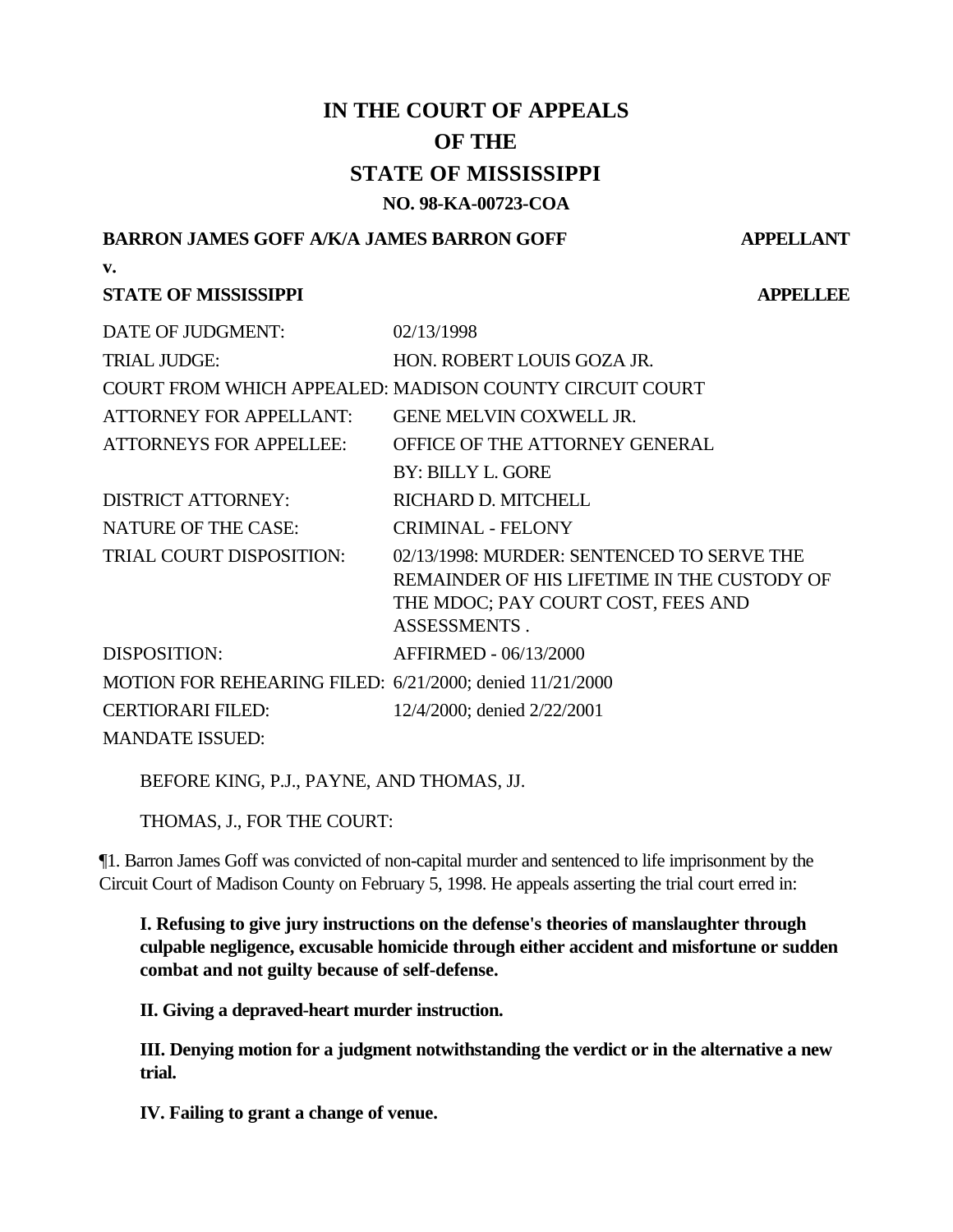# IN THE COURT OF APPEALS OF THE STATE OF MISSISSIPPI

## NO. 98-KA-00723-COA

**BARRON JAMES GOFF A/K/A JAMES BARRON GOFF** **APPELLANT**

**v.**

**STATE OF MISSISSIPPI** **APPELLEE**

| | |
|---|---|
| DATE OF JUDGMENT: | 02/13/1998 |
| TRIAL JUDGE: | HON. ROBERT LOUIS GOZA JR. |
| COURT FROM WHICH APPEALED: | MADISON COUNTY CIRCUIT COURT |
| ATTORNEY FOR APPELLANT: | GENE MELVIN COXWELL JR. |
| ATTORNEYS FOR APPELLEE: | OFFICE OF THE ATTORNEY GENERAL |
| | BY: BILLY L. GORE |
| DISTRICT ATTORNEY: | RICHARD D. MITCHELL |
| NATURE OF THE CASE: | CRIMINAL - FELONY |
| TRIAL COURT DISPOSITION: | 02/13/1998: MURDER: SENTENCED TO SERVE THE REMAINDER OF HIS LIFETIME IN THE CUSTODY OF THE MDOC; PAY COURT COST, FEES AND ASSESSMENTS . |
| DISPOSITION: | AFFIRMED - 06/13/2000 |
| MOTION FOR REHEARING FILED: | 6/21/2000; denied 11/21/2000 |
| CERTIORARI FILED: | 12/4/2000; denied 2/22/2001 |
| MANDATE ISSUED: | |

BEFORE KING, P.J., PAYNE, AND THOMAS, JJ.

THOMAS, J., FOR THE COURT:

¶1. Barron James Goff was convicted of non-capital murder and sentenced to life imprisonment by the Circuit Court of Madison County on February 5, 1998. He appeals asserting the trial court erred in:

> **I. Refusing to give jury instructions on the defense's theories of manslaughter through culpable negligence, excusable homicide through either accident and misfortune or sudden combat and not guilty because of self-defense.**
>
> **II. Giving a depraved-heart murder instruction.**
>
> **III. Denying motion for a judgment notwithstanding the verdict or in the alternative a new trial.**
>
> **IV. Failing to grant a change of venue.**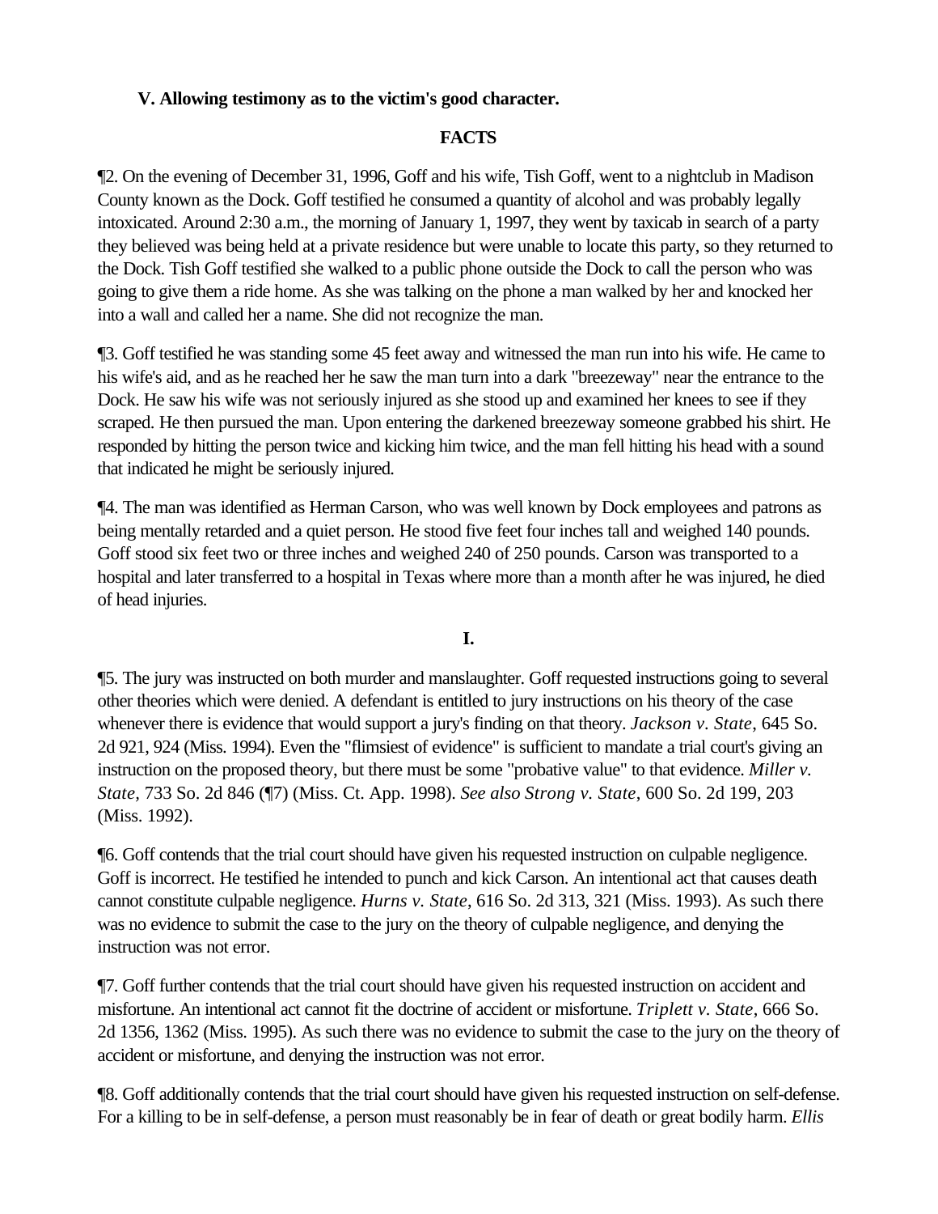**V. Allowing testimony as to the victim's good character.**

**FACTS**

¶2. On the evening of December 31, 1996, Goff and his wife, Tish Goff, went to a nightclub in Madison County known as the Dock. Goff testified he consumed a quantity of alcohol and was probably legally intoxicated. Around 2:30 a.m., the morning of January 1, 1997, they went by taxicab in search of a party they believed was being held at a private residence but were unable to locate this party, so they returned to the Dock. Tish Goff testified she walked to a public phone outside the Dock to call the person who was going to give them a ride home. As she was talking on the phone a man walked by her and knocked her into a wall and called her a name. She did not recognize the man.

¶3. Goff testified he was standing some 45 feet away and witnessed the man run into his wife. He came to his wife's aid, and as he reached her he saw the man turn into a dark "breezeway" near the entrance to the Dock. He saw his wife was not seriously injured as she stood up and examined her knees to see if they scraped. He then pursued the man. Upon entering the darkened breezeway someone grabbed his shirt. He responded by hitting the person twice and kicking him twice, and the man fell hitting his head with a sound that indicated he might be seriously injured.

¶4. The man was identified as Herman Carson, who was well known by Dock employees and patrons as being mentally retarded and a quiet person. He stood five feet four inches tall and weighed 140 pounds. Goff stood six feet two or three inches and weighed 240 of 250 pounds. Carson was transported to a hospital and later transferred to a hospital in Texas where more than a month after he was injured, he died of head injuries.

**I.**

¶5. The jury was instructed on both murder and manslaughter. Goff requested instructions going to several other theories which were denied. A defendant is entitled to jury instructions on his theory of the case whenever there is evidence that would support a jury's finding on that theory. *Jackson v. State*, 645 So. 2d 921, 924 (Miss. 1994). Even the "flimsiest of evidence" is sufficient to mandate a trial court's giving an instruction on the proposed theory, but there must be some "probative value" to that evidence. *Miller v. State*, 733 So. 2d 846 (¶7) (Miss. Ct. App. 1998). *See also Strong v. State*, 600 So. 2d 199, 203 (Miss. 1992).

¶6. Goff contends that the trial court should have given his requested instruction on culpable negligence. Goff is incorrect. He testified he intended to punch and kick Carson. An intentional act that causes death cannot constitute culpable negligence. *Hurns v. State*, 616 So. 2d 313, 321 (Miss. 1993). As such there was no evidence to submit the case to the jury on the theory of culpable negligence, and denying the instruction was not error.

¶7. Goff further contends that the trial court should have given his requested instruction on accident and misfortune. An intentional act cannot fit the doctrine of accident or misfortune. *Triplett v. State*, 666 So. 2d 1356, 1362 (Miss. 1995). As such there was no evidence to submit the case to the jury on the theory of accident or misfortune, and denying the instruction was not error.

¶8. Goff additionally contends that the trial court should have given his requested instruction on self-defense. For a killing to be in self-defense, a person must reasonably be in fear of death or great bodily harm. *Ellis*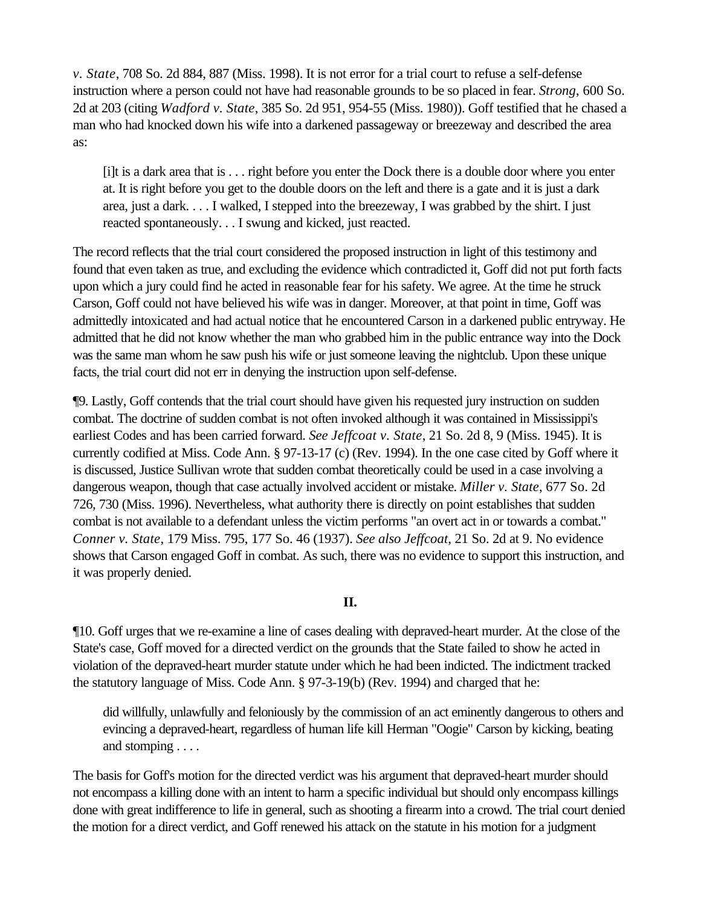*v. State*, 708 So. 2d 884, 887 (Miss. 1998). It is not error for a trial court to refuse a self-defense instruction where a person could not have had reasonable grounds to be so placed in fear. *Strong*, 600 So. 2d at 203 (citing *Wadford v. State*, 385 So. 2d 951, 954-55 (Miss. 1980)). Goff testified that he chased a man who had knocked down his wife into a darkened passageway or breezeway and described the area as:

> [i]t is a dark area that is . . . right before you enter the Dock there is a double door where you enter at. It is right before you get to the double doors on the left and there is a gate and it is just a dark area, just a dark. . . . I walked, I stepped into the breezeway, I was grabbed by the shirt. I just reacted spontaneously. . . I swung and kicked, just reacted.

The record reflects that the trial court considered the proposed instruction in light of this testimony and found that even taken as true, and excluding the evidence which contradicted it, Goff did not put forth facts upon which a jury could find he acted in reasonable fear for his safety. We agree. At the time he struck Carson, Goff could not have believed his wife was in danger. Moreover, at that point in time, Goff was admittedly intoxicated and had actual notice that he encountered Carson in a darkened public entryway. He admitted that he did not know whether the man who grabbed him in the public entrance way into the Dock was the same man whom he saw push his wife or just someone leaving the nightclub. Upon these unique facts, the trial court did not err in denying the instruction upon self-defense.

¶9. Lastly, Goff contends that the trial court should have given his requested jury instruction on sudden combat. The doctrine of sudden combat is not often invoked although it was contained in Mississippi's earliest Codes and has been carried forward. *See Jeffcoat v. State*, 21 So. 2d 8, 9 (Miss. 1945). It is currently codified at Miss. Code Ann. § 97-13-17 (c) (Rev. 1994). In the one case cited by Goff where it is discussed, Justice Sullivan wrote that sudden combat theoretically could be used in a case involving a dangerous weapon, though that case actually involved accident or mistake. *Miller v. State*, 677 So. 2d 726, 730 (Miss. 1996). Nevertheless, what authority there is directly on point establishes that sudden combat is not available to a defendant unless the victim performs "an overt act in or towards a combat." *Conner v. State*, 179 Miss. 795, 177 So. 46 (1937). *See also Jeffcoat*, 21 So. 2d at 9. No evidence shows that Carson engaged Goff in combat. As such, there was no evidence to support this instruction, and it was properly denied.

**II.**

¶10. Goff urges that we re-examine a line of cases dealing with depraved-heart murder. At the close of the State's case, Goff moved for a directed verdict on the grounds that the State failed to show he acted in violation of the depraved-heart murder statute under which he had been indicted. The indictment tracked the statutory language of Miss. Code Ann. § 97-3-19(b) (Rev. 1994) and charged that he:

> did willfully, unlawfully and feloniously by the commission of an act eminently dangerous to others and evincing a depraved-heart, regardless of human life kill Herman "Oogie" Carson by kicking, beating and stomping . . . .

The basis for Goff's motion for the directed verdict was his argument that depraved-heart murder should not encompass a killing done with an intent to harm a specific individual but should only encompass killings done with great indifference to life in general, such as shooting a firearm into a crowd. The trial court denied the motion for a direct verdict, and Goff renewed his attack on the statute in his motion for a judgment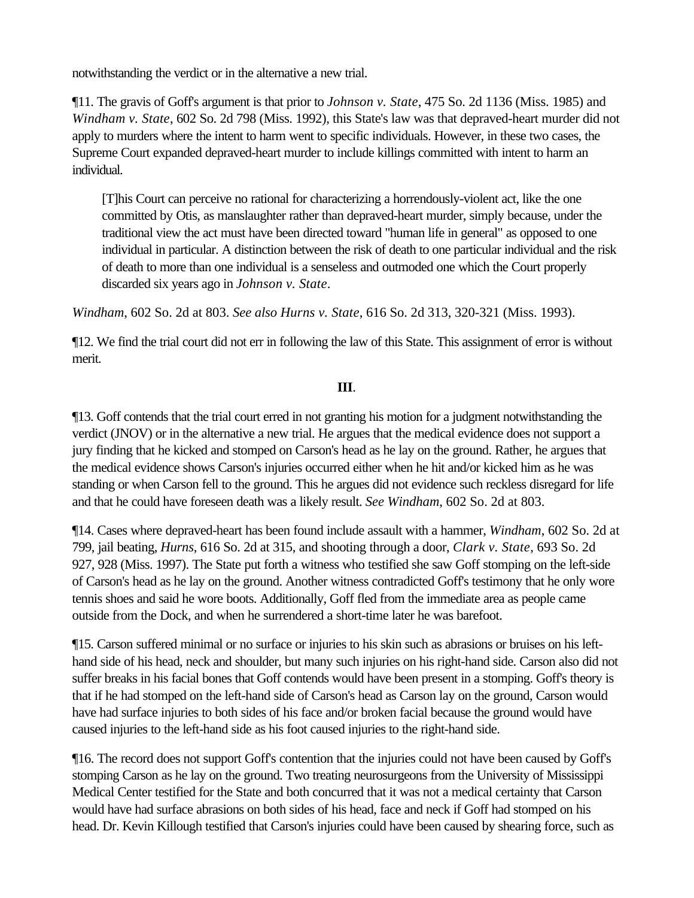notwithstanding the verdict or in the alternative a new trial.

¶11. The gravis of Goff's argument is that prior to *Johnson v. State*, 475 So. 2d 1136 (Miss. 1985) and *Windham v. State*, 602 So. 2d 798 (Miss. 1992), this State's law was that depraved-heart murder did not apply to murders where the intent to harm went to specific individuals. However, in these two cases, the Supreme Court expanded depraved-heart murder to include killings committed with intent to harm an individual.

> [T]his Court can perceive no rational for characterizing a horrendously-violent act, like the one committed by Otis, as manslaughter rather than depraved-heart murder, simply because, under the traditional view the act must have been directed toward "human life in general" as opposed to one individual in particular. A distinction between the risk of death to one particular individual and the risk of death to more than one individual is a senseless and outmoded one which the Court properly discarded six years ago in *Johnson v. State*.

*Windham*, 602 So. 2d at 803. *See also Hurns v. State*, 616 So. 2d 313, 320-321 (Miss. 1993).

¶12. We find the trial court did not err in following the law of this State. This assignment of error is without merit.

**III**.

¶13. Goff contends that the trial court erred in not granting his motion for a judgment notwithstanding the verdict (JNOV) or in the alternative a new trial. He argues that the medical evidence does not support a jury finding that he kicked and stomped on Carson's head as he lay on the ground. Rather, he argues that the medical evidence shows Carson's injuries occurred either when he hit and/or kicked him as he was standing or when Carson fell to the ground. This he argues did not evidence such reckless disregard for life and that he could have foreseen death was a likely result. *See Windham*, 602 So. 2d at 803.

¶14. Cases where depraved-heart has been found include assault with a hammer, *Windham*, 602 So. 2d at 799, jail beating, *Hurns*, 616 So. 2d at 315, and shooting through a door, *Clark v. State*, 693 So. 2d 927, 928 (Miss. 1997). The State put forth a witness who testified she saw Goff stomping on the left-side of Carson's head as he lay on the ground. Another witness contradicted Goff's testimony that he only wore tennis shoes and said he wore boots. Additionally, Goff fled from the immediate area as people came outside from the Dock, and when he surrendered a short-time later he was barefoot.

¶15. Carson suffered minimal or no surface or injuries to his skin such as abrasions or bruises on his left-hand side of his head, neck and shoulder, but many such injuries on his right-hand side. Carson also did not suffer breaks in his facial bones that Goff contends would have been present in a stomping. Goff's theory is that if he had stomped on the left-hand side of Carson's head as Carson lay on the ground, Carson would have had surface injuries to both sides of his face and/or broken facial because the ground would have caused injuries to the left-hand side as his foot caused injuries to the right-hand side.

¶16. The record does not support Goff's contention that the injuries could not have been caused by Goff's stomping Carson as he lay on the ground. Two treating neurosurgeons from the University of Mississippi Medical Center testified for the State and both concurred that it was not a medical certainty that Carson would have had surface abrasions on both sides of his head, face and neck if Goff had stomped on his head. Dr. Kevin Killough testified that Carson's injuries could have been caused by shearing force, such as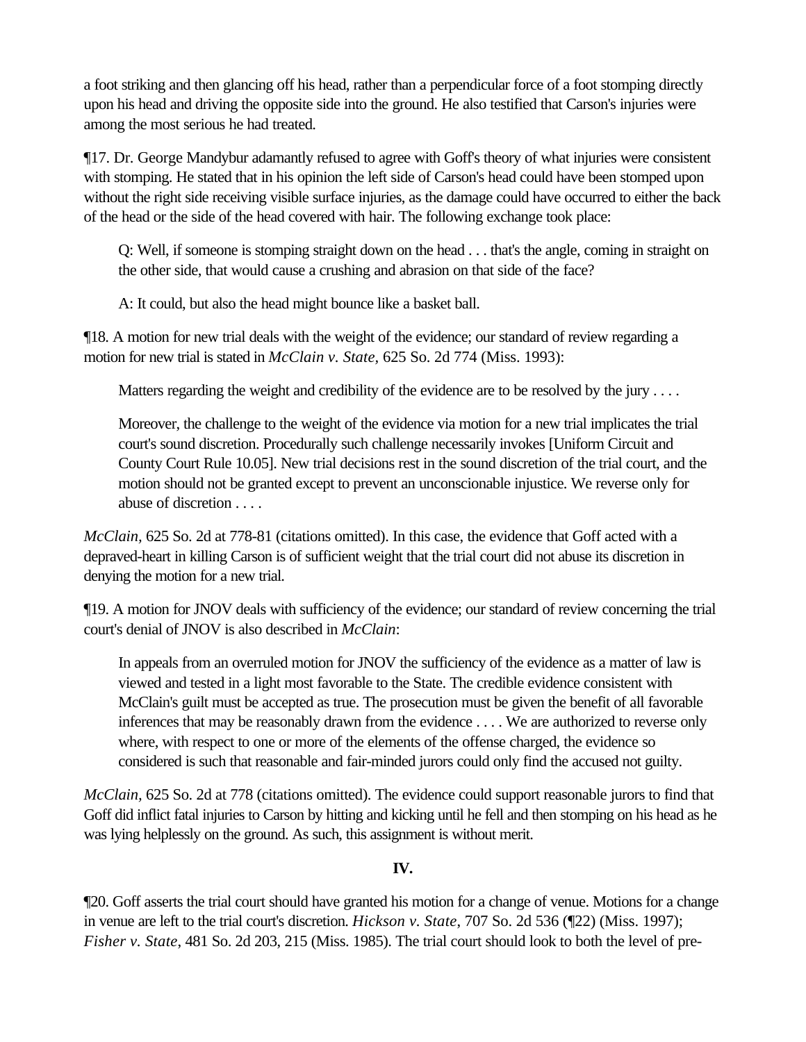a foot striking and then glancing off his head, rather than a perpendicular force of a foot stomping directly upon his head and driving the opposite side into the ground. He also testified that Carson's injuries were among the most serious he had treated.

¶17. Dr. George Mandybur adamantly refused to agree with Goff's theory of what injuries were consistent with stomping. He stated that in his opinion the left side of Carson's head could have been stomped upon without the right side receiving visible surface injuries, as the damage could have occurred to either the back of the head or the side of the head covered with hair. The following exchange took place:

> Q: Well, if someone is stomping straight down on the head . . . that's the angle, coming in straight on the other side, that would cause a crushing and abrasion on that side of the face?
>
> A: It could, but also the head might bounce like a basket ball.

¶18. A motion for new trial deals with the weight of the evidence; our standard of review regarding a motion for new trial is stated in *McClain v. State,* 625 So. 2d 774 (Miss. 1993):

> Matters regarding the weight and credibility of the evidence are to be resolved by the jury . . . .
>
> Moreover, the challenge to the weight of the evidence via motion for a new trial implicates the trial court's sound discretion. Procedurally such challenge necessarily invokes [Uniform Circuit and County Court Rule 10.05]. New trial decisions rest in the sound discretion of the trial court, and the motion should not be granted except to prevent an unconscionable injustice. We reverse only for abuse of discretion . . . .

*McClain,* 625 So. 2d at 778-81 (citations omitted). In this case, the evidence that Goff acted with a depraved-heart in killing Carson is of sufficient weight that the trial court did not abuse its discretion in denying the motion for a new trial.

¶19. A motion for JNOV deals with sufficiency of the evidence; our standard of review concerning the trial court's denial of JNOV is also described in *McClain*:

> In appeals from an overruled motion for JNOV the sufficiency of the evidence as a matter of law is viewed and tested in a light most favorable to the State. The credible evidence consistent with McClain's guilt must be accepted as true. The prosecution must be given the benefit of all favorable inferences that may be reasonably drawn from the evidence . . . . We are authorized to reverse only where, with respect to one or more of the elements of the offense charged, the evidence so considered is such that reasonable and fair-minded jurors could only find the accused not guilty.

*McClain,* 625 So. 2d at 778 (citations omitted). The evidence could support reasonable jurors to find that Goff did inflict fatal injuries to Carson by hitting and kicking until he fell and then stomping on his head as he was lying helplessly on the ground. As such, this assignment is without merit.

**IV.**

¶20. Goff asserts the trial court should have granted his motion for a change of venue. Motions for a change in venue are left to the trial court's discretion. *Hickson v. State*, 707 So. 2d 536 (¶22) (Miss. 1997); *Fisher v. State*, 481 So. 2d 203, 215 (Miss. 1985). The trial court should look to both the level of pre-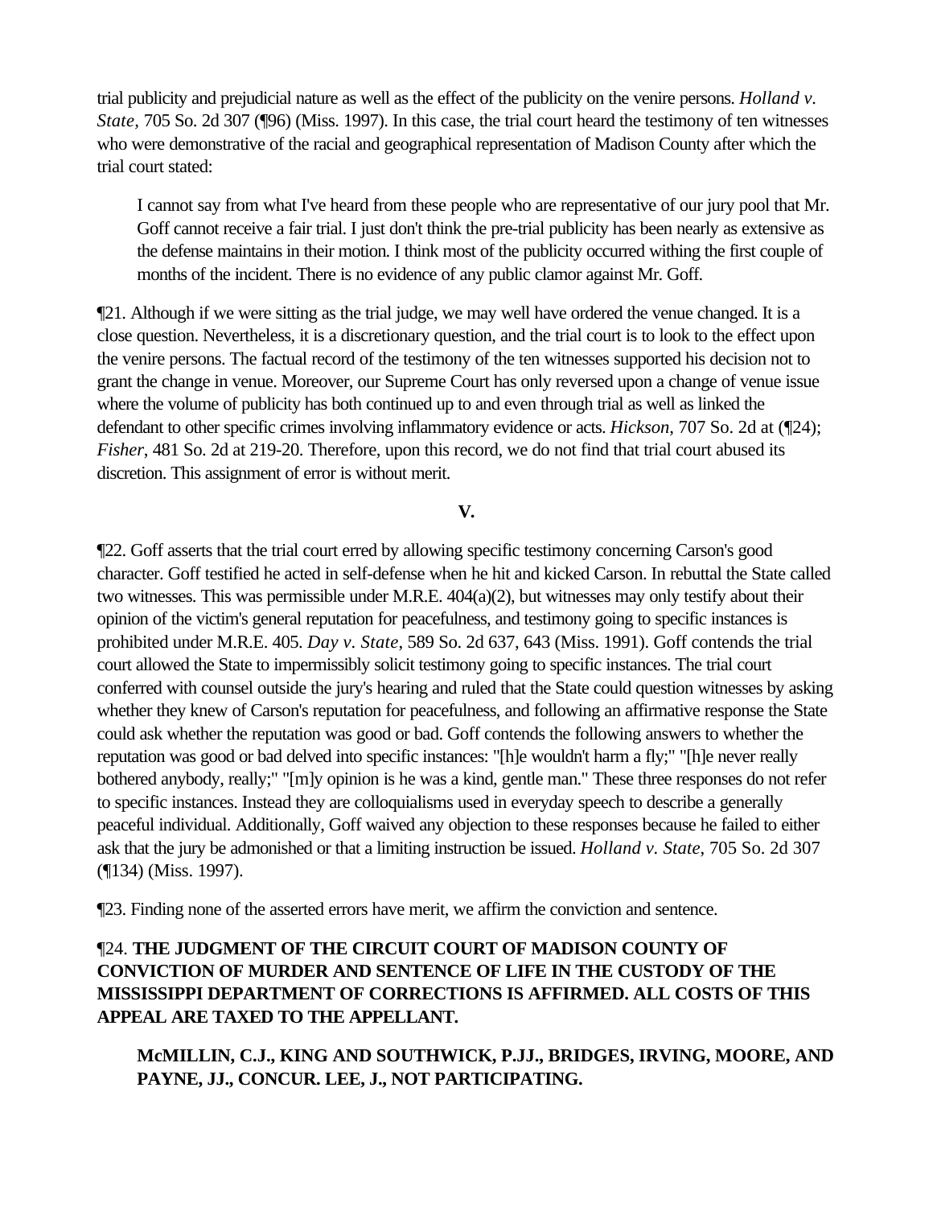trial publicity and prejudicial nature as well as the effect of the publicity on the venire persons. *Holland v. State*, 705 So. 2d 307 (¶96) (Miss. 1997). In this case, the trial court heard the testimony of ten witnesses who were demonstrative of the racial and geographical representation of Madison County after which the trial court stated:

> I cannot say from what I've heard from these people who are representative of our jury pool that Mr. Goff cannot receive a fair trial. I just don't think the pre-trial publicity has been nearly as extensive as the defense maintains in their motion. I think most of the publicity occurred withing the first couple of months of the incident. There is no evidence of any public clamor against Mr. Goff.

¶21. Although if we were sitting as the trial judge, we may well have ordered the venue changed. It is a close question. Nevertheless, it is a discretionary question, and the trial court is to look to the effect upon the venire persons. The factual record of the testimony of the ten witnesses supported his decision not to grant the change in venue. Moreover, our Supreme Court has only reversed upon a change of venue issue where the volume of publicity has both continued up to and even through trial as well as linked the defendant to other specific crimes involving inflammatory evidence or acts. *Hickson*, 707 So. 2d at (¶24); *Fisher*, 481 So. 2d at 219-20. Therefore, upon this record, we do not find that trial court abused its discretion. This assignment of error is without merit.

**V.**

¶22. Goff asserts that the trial court erred by allowing specific testimony concerning Carson's good character. Goff testified he acted in self-defense when he hit and kicked Carson. In rebuttal the State called two witnesses. This was permissible under M.R.E. 404(a)(2), but witnesses may only testify about their opinion of the victim's general reputation for peacefulness, and testimony going to specific instances is prohibited under M.R.E. 405. *Day v. State*, 589 So. 2d 637, 643 (Miss. 1991). Goff contends the trial court allowed the State to impermissibly solicit testimony going to specific instances. The trial court conferred with counsel outside the jury's hearing and ruled that the State could question witnesses by asking whether they knew of Carson's reputation for peacefulness, and following an affirmative response the State could ask whether the reputation was good or bad. Goff contends the following answers to whether the reputation was good or bad delved into specific instances: "[h]e wouldn't harm a fly;" "[h]e never really bothered anybody, really;" "[m]y opinion is he was a kind, gentle man." These three responses do not refer to specific instances. Instead they are colloquialisms used in everyday speech to describe a generally peaceful individual. Additionally, Goff waived any objection to these responses because he failed to either ask that the jury be admonished or that a limiting instruction be issued. *Holland v. State*, 705 So. 2d 307 (¶134) (Miss. 1997).

¶23. Finding none of the asserted errors have merit, we affirm the conviction and sentence.

¶24. **THE JUDGMENT OF THE CIRCUIT COURT OF MADISON COUNTY OF CONVICTION OF MURDER AND SENTENCE OF LIFE IN THE CUSTODY OF THE MISSISSIPPI DEPARTMENT OF CORRECTIONS IS AFFIRMED. ALL COSTS OF THIS APPEAL ARE TAXED TO THE APPELLANT.**

**McMILLIN, C.J., KING AND SOUTHWICK, P.JJ., BRIDGES, IRVING, MOORE, AND PAYNE, JJ., CONCUR. LEE, J., NOT PARTICIPATING.**